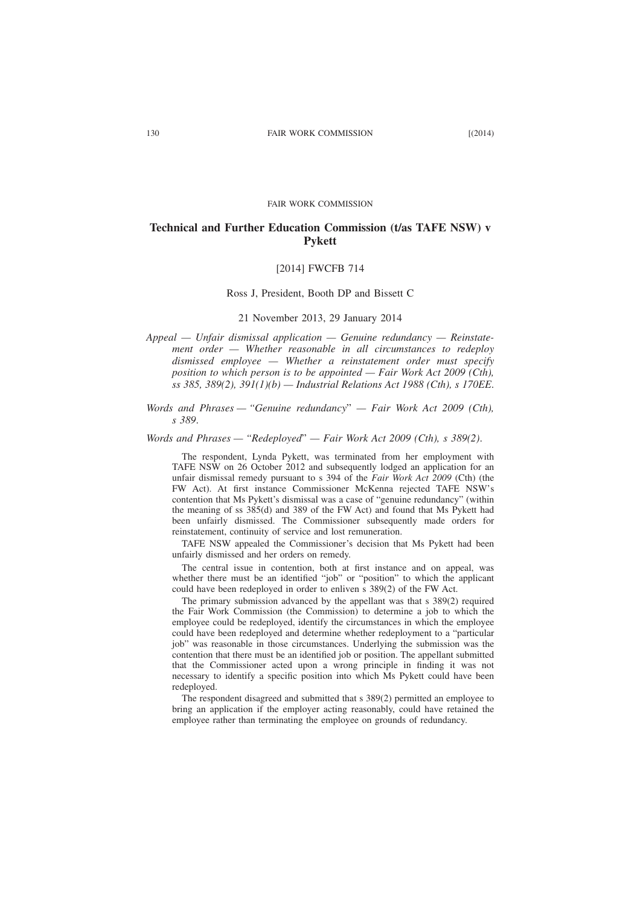FAIR WORK COMMISSION

# Technical and Further Education Commission (t/as TAFE NSW) v Pykett

[2014] FWCFB 714

Ross J, President, Booth DP and Bissett C

21 November 2013, 29 January 2014

*Appeal — Unfair dismissal application — Genuine redundancy — Reinstatement order — Whether reasonable in all circumstances to redeploy dismissed employee — Whether a reinstatement order must specify position to which person is to be appointed — Fair Work Act 2009 (Cth), ss 385, 389(2), 391(1)(b) — Industrial Relations Act 1988 (Cth), s 170EE.*

*Words and Phrases — "Genuine redundancy" — Fair Work Act 2009 (Cth), s 389.*

*Words and Phrases — "Redeployed" — Fair Work Act 2009 (Cth), s 389(2).*

The respondent, Lynda Pykett, was terminated from her employment with TAFE NSW on 26 October 2012 and subsequently lodged an application for an unfair dismissal remedy pursuant to s 394 of the *Fair Work Act 2009* (Cth) (the FW Act). At first instance Commissioner McKenna rejected TAFE NSW's contention that Ms Pykett's dismissal was a case of "genuine redundancy" (within the meaning of ss 385(d) and 389 of the FW Act) and found that Ms Pykett had been unfairly dismissed. The Commissioner subsequently made orders for reinstatement, continuity of service and lost remuneration.

TAFE NSW appealed the Commissioner's decision that Ms Pykett had been unfairly dismissed and her orders on remedy.

The central issue in contention, both at first instance and on appeal, was whether there must be an identified "job" or "position" to which the applicant could have been redeployed in order to enliven s 389(2) of the FW Act.

The primary submission advanced by the appellant was that s 389(2) required the Fair Work Commission (the Commission) to determine a job to which the employee could be redeployed, identify the circumstances in which the employee could have been redeployed and determine whether redeployment to a "particular job" was reasonable in those circumstances. Underlying the submission was the contention that there must be an identified job or position. The appellant submitted that the Commissioner acted upon a wrong principle in finding it was not necessary to identify a specific position into which Ms Pykett could have been redeployed.

The respondent disagreed and submitted that s 389(2) permitted an employee to bring an application if the employer acting reasonably, could have retained the employee rather than terminating the employee on grounds of redundancy.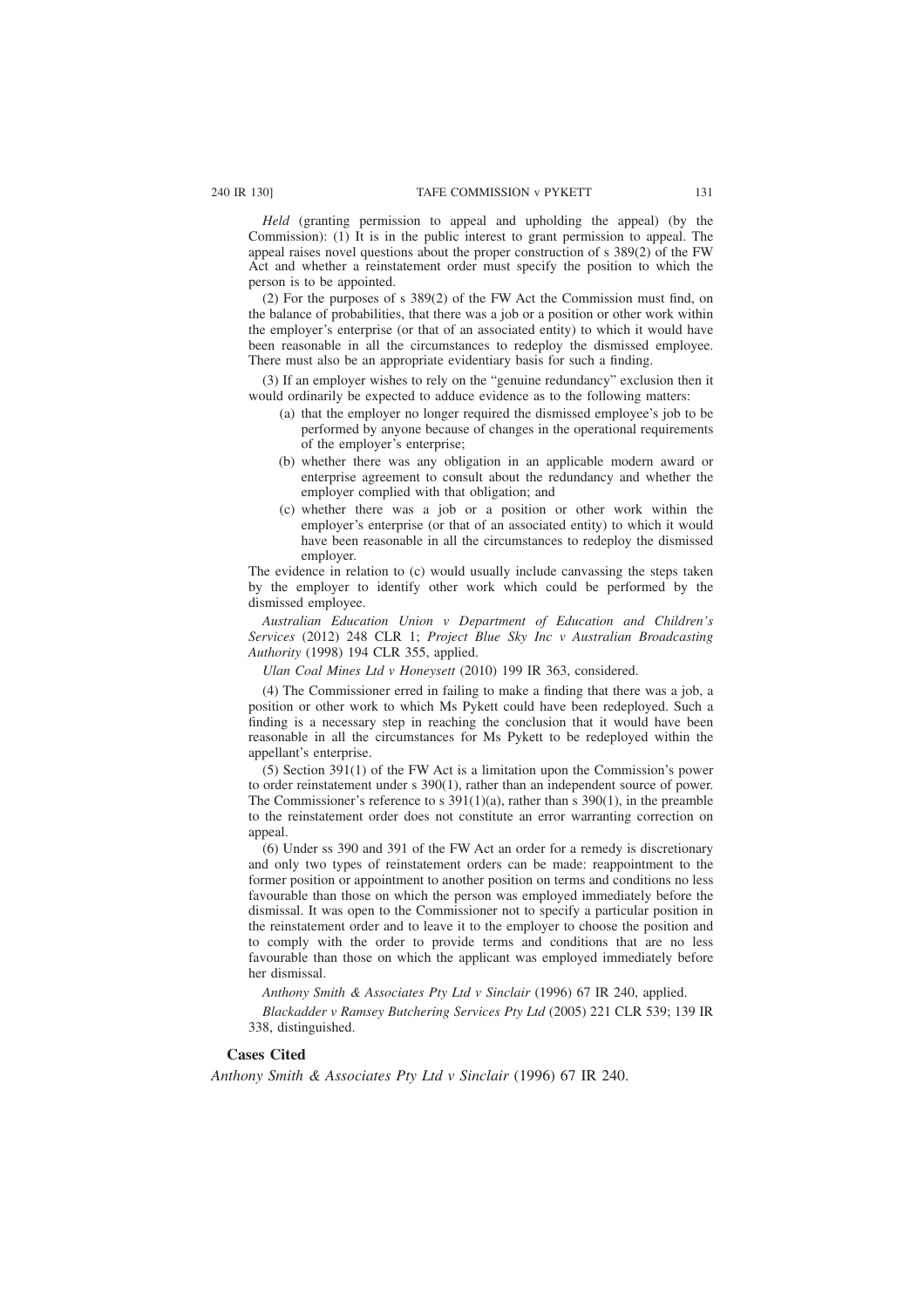*Held* (granting permission to appeal and upholding the appeal) (by the Commission): (1) It is in the public interest to grant permission to appeal. The appeal raises novel questions about the proper construction of s 389(2) of the FW Act and whether a reinstatement order must specify the position to which the person is to be appointed.

(2) For the purposes of s 389(2) of the FW Act the Commission must find, on the balance of probabilities, that there was a job or a position or other work within the employer's enterprise (or that of an associated entity) to which it would have been reasonable in all the circumstances to redeploy the dismissed employee. There must also be an appropriate evidentiary basis for such a finding.

(3) If an employer wishes to rely on the "genuine redundancy" exclusion then it would ordinarily be expected to adduce evidence as to the following matters:

- (a) that the employer no longer required the dismissed employee's job to be performed by anyone because of changes in the operational requirements of the employer's enterprise;
- (b) whether there was any obligation in an applicable modern award or enterprise agreement to consult about the redundancy and whether the employer complied with that obligation; and
- (c) whether there was a job or a position or other work within the employer's enterprise (or that of an associated entity) to which it would have been reasonable in all the circumstances to redeploy the dismissed employer.

The evidence in relation to (c) would usually include canvassing the steps taken by the employer to identify other work which could be performed by the dismissed employee.

*Australian Education Union v Department of Education and Children's Services* (2012) 248 CLR 1; *Project Blue Sky Inc v Australian Broadcasting Authority* (1998) 194 CLR 355, applied.

*Ulan Coal Mines Ltd v Honeysett* (2010) 199 IR 363, considered.

(4) The Commissioner erred in failing to make a finding that there was a job, a position or other work to which Ms Pykett could have been redeployed. Such a finding is a necessary step in reaching the conclusion that it would have been reasonable in all the circumstances for Ms Pykett to be redeployed within the appellant's enterprise.

(5) Section 391(1) of the FW Act is a limitation upon the Commission's power to order reinstatement under s 390(1), rather than an independent source of power. The Commissioner's reference to s 391(1)(a), rather than s 390(1), in the preamble to the reinstatement order does not constitute an error warranting correction on appeal.

(6) Under ss 390 and 391 of the FW Act an order for a remedy is discretionary and only two types of reinstatement orders can be made: reappointment to the former position or appointment to another position on terms and conditions no less favourable than those on which the person was employed immediately before the dismissal. It was open to the Commissioner not to specify a particular position in the reinstatement order and to leave it to the employer to choose the position and to comply with the order to provide terms and conditions that are no less favourable than those on which the applicant was employed immediately before her dismissal.

*Anthony Smith & Associates Pty Ltd v Sinclair* (1996) 67 IR 240, applied.

*Blackadder v Ramsey Butchering Services Pty Ltd* (2005) 221 CLR 539; 139 IR 338, distinguished.

## Cases Cited

*Anthony Smith & Associates Pty Ltd v Sinclair* (1996) 67 IR 240.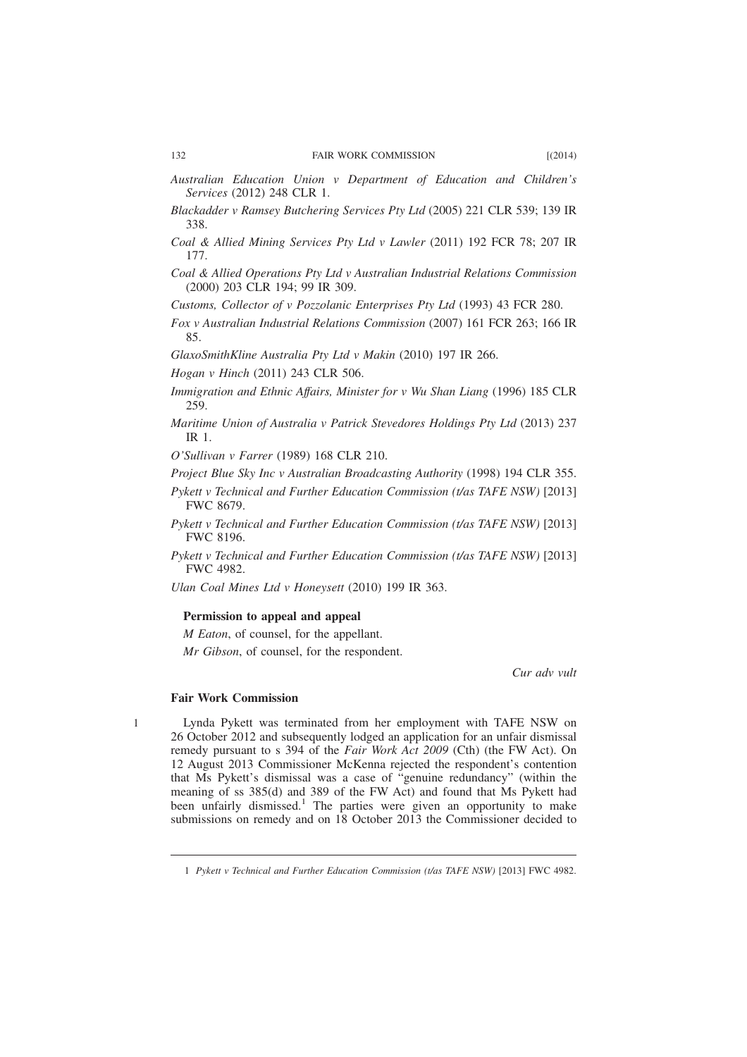*Australian Education Union v Department of Education and Children's Services* (2012) 248 CLR 1.

*Blackadder v Ramsey Butchering Services Pty Ltd* (2005) 221 CLR 539; 139 IR 338.

*Coal & Allied Mining Services Pty Ltd v Lawler* (2011) 192 FCR 78; 207 IR 177.

*Coal & Allied Operations Pty Ltd v Australian Industrial Relations Commission* (2000) 203 CLR 194; 99 IR 309.

*Customs, Collector of v Pozzolanic Enterprises Pty Ltd* (1993) 43 FCR 280.

*Fox v Australian Industrial Relations Commission* (2007) 161 FCR 263; 166 IR 85.

*GlaxoSmithKline Australia Pty Ltd v Makin* (2010) 197 IR 266.

*Hogan v Hinch* (2011) 243 CLR 506.

*Immigration and Ethnic Affairs, Minister for v Wu Shan Liang* (1996) 185 CLR 259.

*Maritime Union of Australia v Patrick Stevedores Holdings Pty Ltd* (2013) 237 IR 1.

*O'Sullivan v Farrer* (1989) 168 CLR 210.

*Project Blue Sky Inc v Australian Broadcasting Authority* (1998) 194 CLR 355.

*Pykett v Technical and Further Education Commission (t/as TAFE NSW)* [2013] FWC 8679.

*Pykett v Technical and Further Education Commission (t/as TAFE NSW)* [2013] FWC 8196.

*Pykett v Technical and Further Education Commission (t/as TAFE NSW)* [2013] FWC 4982.

*Ulan Coal Mines Ltd v Honeysett* (2010) 199 IR 363.

**Permission to appeal and appeal**

*M Eaton*, of counsel, for the appellant.

*Mr Gibson*, of counsel, for the respondent.

*Cur adv vult*

**Fair Work Commission**

1 Lynda Pykett was terminated from her employment with TAFE NSW on 26 October 2012 and subsequently lodged an application for an unfair dismissal remedy pursuant to s 394 of the *Fair Work Act 2009* (Cth) (the FW Act). On 12 August 2013 Commissioner McKenna rejected the respondent's contention that Ms Pykett's dismissal was a case of "genuine redundancy" (within the meaning of ss 385(d) and 389 of the FW Act) and found that Ms Pykett had been unfairly dismissed.[1] The parties were given an opportunity to make submissions on remedy and on 18 October 2013 the Commissioner decided to

1 *Pykett v Technical and Further Education Commission (t/as TAFE NSW)* [2013] FWC 4982.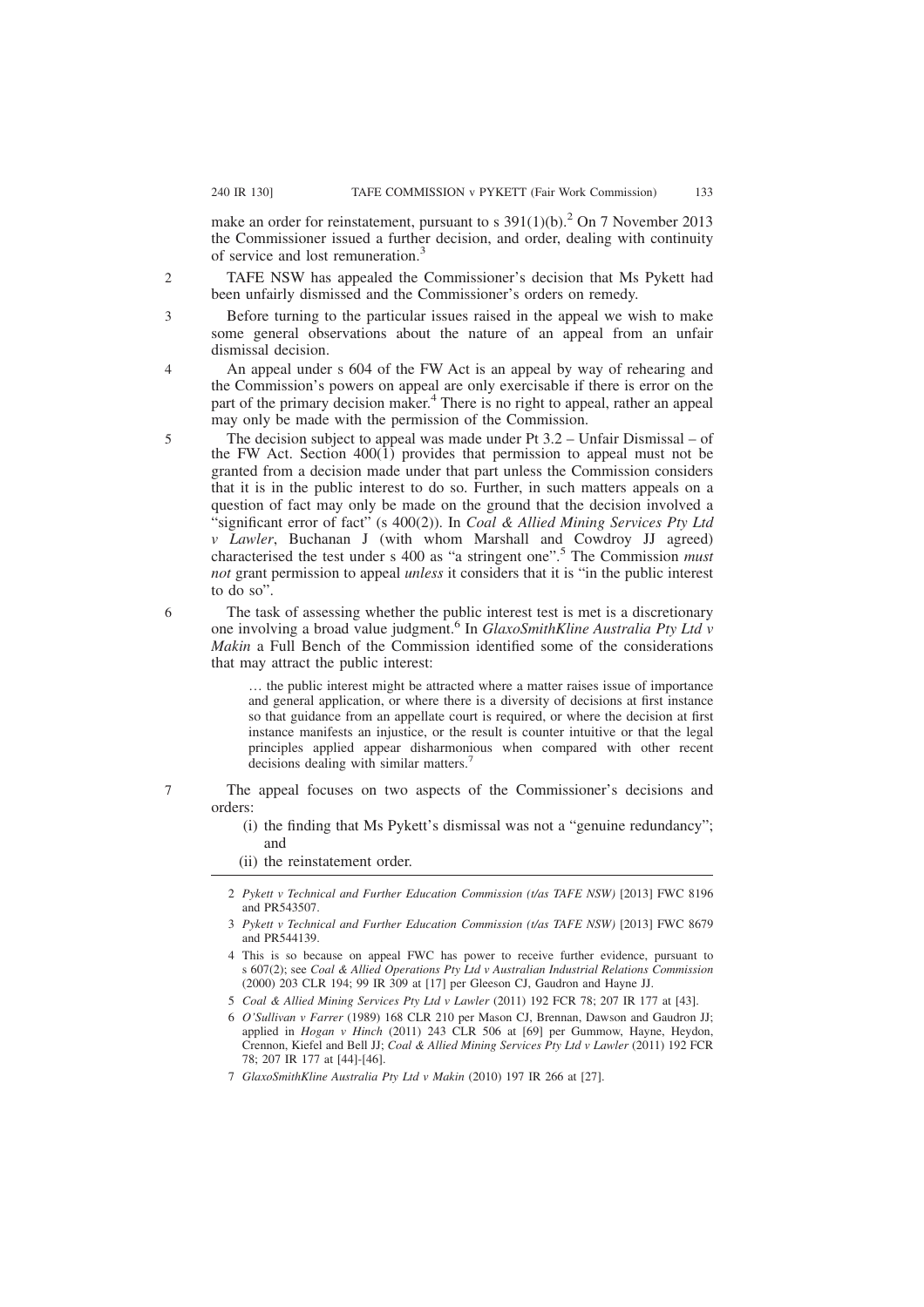make an order for reinstatement, pursuant to s 391(1)(b).[2] On 7 November 2013 the Commissioner issued a further decision, and order, dealing with continuity of service and lost remuneration.[3]

2 TAFE NSW has appealed the Commissioner's decision that Ms Pykett had been unfairly dismissed and the Commissioner's orders on remedy.

3 Before turning to the particular issues raised in the appeal we wish to make some general observations about the nature of an appeal from an unfair dismissal decision.

4 An appeal under s 604 of the FW Act is an appeal by way of rehearing and the Commission's powers on appeal are only exercisable if there is error on the part of the primary decision maker.[4] There is no right to appeal, rather an appeal may only be made with the permission of the Commission.

5 The decision subject to appeal was made under Pt 3.2 – Unfair Dismissal – of the FW Act. Section 400(1) provides that permission to appeal must not be granted from a decision made under that part unless the Commission considers that it is in the public interest to do so. Further, in such matters appeals on a question of fact may only be made on the ground that the decision involved a "significant error of fact" (s 400(2)). In *Coal & Allied Mining Services Pty Ltd v Lawler*, Buchanan J (with whom Marshall and Cowdroy JJ agreed) characterised the test under s 400 as "a stringent one".[5] The Commission *must not* grant permission to appeal *unless* it considers that it is "in the public interest to do so".

6 The task of assessing whether the public interest test is met is a discretionary one involving a broad value judgment.[6] In *GlaxoSmithKline Australia Pty Ltd v Makin* a Full Bench of the Commission identified some of the considerations that may attract the public interest:

> … the public interest might be attracted where a matter raises issue of importance and general application, or where there is a diversity of decisions at first instance so that guidance from an appellate court is required, or where the decision at first instance manifests an injustice, or the result is counter intuitive or that the legal principles applied appear disharmonious when compared with other recent decisions dealing with similar matters.[7]

7 The appeal focuses on two aspects of the Commissioner's decisions and orders:

(i) the finding that Ms Pykett's dismissal was not a "genuine redundancy"; and

(ii) the reinstatement order.

---

2 *Pykett v Technical and Further Education Commission (t/as TAFE NSW)* [2013] FWC 8196 and PR543507.

3 *Pykett v Technical and Further Education Commission (t/as TAFE NSW)* [2013] FWC 8679 and PR544139.

4 This is so because on appeal FWC has power to receive further evidence, pursuant to s 607(2); see *Coal & Allied Operations Pty Ltd v Australian Industrial Relations Commission* (2000) 203 CLR 194; 99 IR 309 at [17] per Gleeson CJ, Gaudron and Hayne JJ.

5 *Coal & Allied Mining Services Pty Ltd v Lawler* (2011) 192 FCR 78; 207 IR 177 at [43].

6 *O'Sullivan v Farrer* (1989) 168 CLR 210 per Mason CJ, Brennan, Dawson and Gaudron JJ; applied in *Hogan v Hinch* (2011) 243 CLR 506 at [69] per Gummow, Hayne, Heydon, Crennon, Kiefel and Bell JJ; *Coal & Allied Mining Services Pty Ltd v Lawler* (2011) 192 FCR 78; 207 IR 177 at [44]-[46].

7 *GlaxoSmithKline Australia Pty Ltd v Makin* (2010) 197 IR 266 at [27].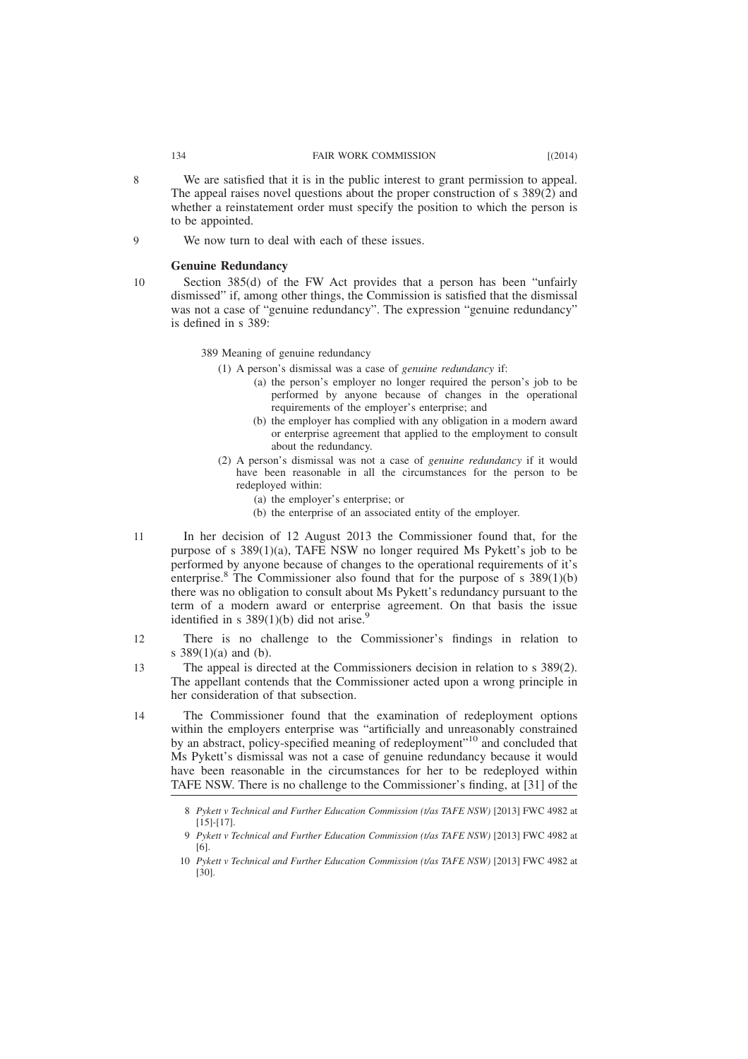8 We are satisfied that it is in the public interest to grant permission to appeal. The appeal raises novel questions about the proper construction of s 389(2) and whether a reinstatement order must specify the position to which the person is to be appointed.

9 We now turn to deal with each of these issues.

### Genuine Redundancy

10 Section 385(d) of the FW Act provides that a person has been "unfairly dismissed" if, among other things, the Commission is satisfied that the dismissal was not a case of "genuine redundancy". The expression "genuine redundancy" is defined in s 389:

> 389 Meaning of genuine redundancy
>
> (1) A person's dismissal was a case of *genuine redundancy* if:
>
> (a) the person's employer no longer required the person's job to be performed by anyone because of changes in the operational requirements of the employer's enterprise; and
>
> (b) the employer has complied with any obligation in a modern award or enterprise agreement that applied to the employment to consult about the redundancy.
>
> (2) A person's dismissal was not a case of *genuine redundancy* if it would have been reasonable in all the circumstances for the person to be redeployed within:
>
> (a) the employer's enterprise; or
>
> (b) the enterprise of an associated entity of the employer.

11 In her decision of 12 August 2013 the Commissioner found that, for the purpose of s 389(1)(a), TAFE NSW no longer required Ms Pykett's job to be performed by anyone because of changes to the operational requirements of it's enterprise.[8] The Commissioner also found that for the purpose of s 389(1)(b) there was no obligation to consult about Ms Pykett's redundancy pursuant to the term of a modern award or enterprise agreement. On that basis the issue identified in s 389(1)(b) did not arise.[9]

12 There is no challenge to the Commissioner's findings in relation to s 389(1)(a) and (b).

13 The appeal is directed at the Commissioners decision in relation to s 389(2). The appellant contends that the Commissioner acted upon a wrong principle in her consideration of that subsection.

14 The Commissioner found that the examination of redeployment options within the employers enterprise was "artificially and unreasonably constrained by an abstract, policy-specified meaning of redeployment"[10] and concluded that Ms Pykett's dismissal was not a case of genuine redundancy because it would have been reasonable in the circumstances for her to be redeployed within TAFE NSW. There is no challenge to the Commissioner's finding, at [31] of the

---

8 *Pykett v Technical and Further Education Commission (t/as TAFE NSW)* [2013] FWC 4982 at [15]-[17].

9 *Pykett v Technical and Further Education Commission (t/as TAFE NSW)* [2013] FWC 4982 at [6].

10 *Pykett v Technical and Further Education Commission (t/as TAFE NSW)* [2013] FWC 4982 at [30].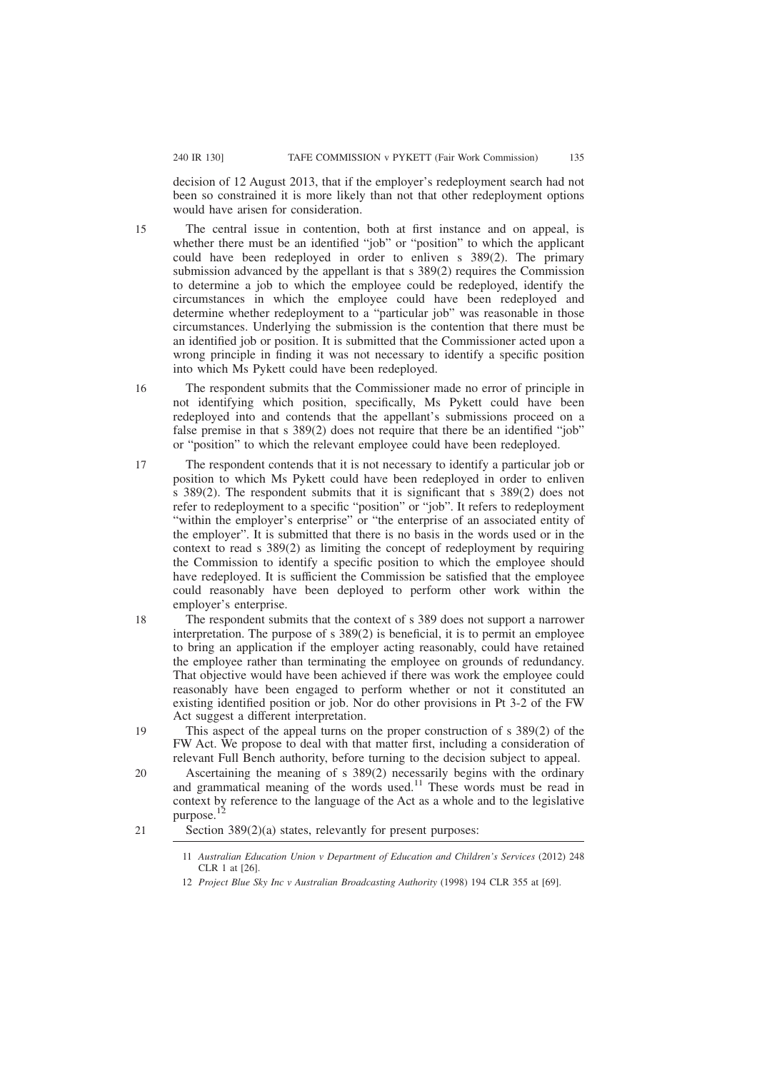decision of 12 August 2013, that if the employer's redeployment search had not been so constrained it is more likely than not that other redeployment options would have arisen for consideration.

15 The central issue in contention, both at first instance and on appeal, is whether there must be an identified "job" or "position" to which the applicant could have been redeployed in order to enliven s 389(2). The primary submission advanced by the appellant is that s 389(2) requires the Commission to determine a job to which the employee could be redeployed, identify the circumstances in which the employee could have been redeployed and determine whether redeployment to a "particular job" was reasonable in those circumstances. Underlying the submission is the contention that there must be an identified job or position. It is submitted that the Commissioner acted upon a wrong principle in finding it was not necessary to identify a specific position into which Ms Pykett could have been redeployed.

16 The respondent submits that the Commissioner made no error of principle in not identifying which position, specifically, Ms Pykett could have been redeployed into and contends that the appellant's submissions proceed on a false premise in that s 389(2) does not require that there be an identified "job" or "position" to which the relevant employee could have been redeployed.

17 The respondent contends that it is not necessary to identify a particular job or position to which Ms Pykett could have been redeployed in order to enliven s 389(2). The respondent submits that it is significant that s 389(2) does not refer to redeployment to a specific "position" or "job". It refers to redeployment "within the employer's enterprise" or "the enterprise of an associated entity of the employer". It is submitted that there is no basis in the words used or in the context to read s 389(2) as limiting the concept of redeployment by requiring the Commission to identify a specific position to which the employee should have redeployed. It is sufficient the Commission be satisfied that the employee could reasonably have been deployed to perform other work within the employer's enterprise.

18 The respondent submits that the context of s 389 does not support a narrower interpretation. The purpose of s 389(2) is beneficial, it is to permit an employee to bring an application if the employer acting reasonably, could have retained the employee rather than terminating the employee on grounds of redundancy. That objective would have been achieved if there was work the employee could reasonably have been engaged to perform whether or not it constituted an existing identified position or job. Nor do other provisions in Pt 3-2 of the FW Act suggest a different interpretation.

19 This aspect of the appeal turns on the proper construction of s 389(2) of the FW Act. We propose to deal with that matter first, including a consideration of relevant Full Bench authority, before turning to the decision subject to appeal.

20 Ascertaining the meaning of s 389(2) necessarily begins with the ordinary and grammatical meaning of the words used.[11] These words must be read in context by reference to the language of the Act as a whole and to the legislative purpose.[12]

21 Section 389(2)(a) states, relevantly for present purposes:

---

11 *Australian Education Union v Department of Education and Children's Services* (2012) 248 CLR 1 at [26].

12 *Project Blue Sky Inc v Australian Broadcasting Authority* (1998) 194 CLR 355 at [69].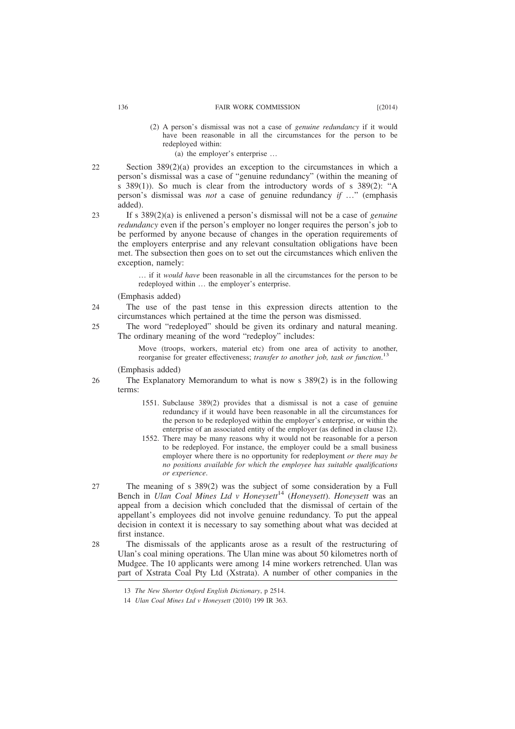> (2) A person's dismissal was not a case of *genuine redundancy* if it would have been reasonable in all the circumstances for the person to be redeployed within:
>
> (a) the employer's enterprise …

22 Section 389(2)(a) provides an exception to the circumstances in which a person's dismissal was a case of "genuine redundancy" (within the meaning of s 389(1)). So much is clear from the introductory words of s 389(2): "A person's dismissal was *not* a case of genuine redundancy *if* …" (emphasis added).

23 If s 389(2)(a) is enlivened a person's dismissal will not be a case of *genuine redundancy* even if the person's employer no longer requires the person's job to be performed by anyone because of changes in the operation requirements of the employers enterprise and any relevant consultation obligations have been met. The subsection then goes on to set out the circumstances which enliven the exception, namely:

> … if it *would have* been reasonable in all the circumstances for the person to be redeployed within … the employer's enterprise.

(Emphasis added)

24 The use of the past tense in this expression directs attention to the circumstances which pertained at the time the person was dismissed.

25 The word "redeployed" should be given its ordinary and natural meaning. The ordinary meaning of the word "redeploy" includes:

> Move (troops, workers, material etc) from one area of activity to another, reorganise for greater effectiveness; *transfer to another job, task or function*.[13]

(Emphasis added)

26 The Explanatory Memorandum to what is now s 389(2) is in the following terms:

> 1551. Subclause 389(2) provides that a dismissal is not a case of genuine redundancy if it would have been reasonable in all the circumstances for the person to be redeployed within the employer's enterprise, or within the enterprise of an associated entity of the employer (as defined in clause 12).
>
> 1552. There may be many reasons why it would not be reasonable for a person to be redeployed. For instance, the employer could be a small business employer where there is no opportunity for redeployment *or there may be no positions available for which the employee has suitable qualifications or experience*.

27 The meaning of s 389(2) was the subject of some consideration by a Full Bench in *Ulan Coal Mines Ltd v Honeysett*[14] (*Honeysett*). *Honeysett* was an appeal from a decision which concluded that the dismissal of certain of the appellant's employees did not involve genuine redundancy. To put the appeal decision in context it is necessary to say something about what was decided at first instance.

28 The dismissals of the applicants arose as a result of the restructuring of Ulan's coal mining operations. The Ulan mine was about 50 kilometres north of Mudgee. The 10 applicants were among 14 mine workers retrenched. Ulan was part of Xstrata Coal Pty Ltd (Xstrata). A number of other companies in the

---

13 *The New Shorter Oxford English Dictionary*, p 2514.

14 *Ulan Coal Mines Ltd v Honeysett* (2010) 199 IR 363.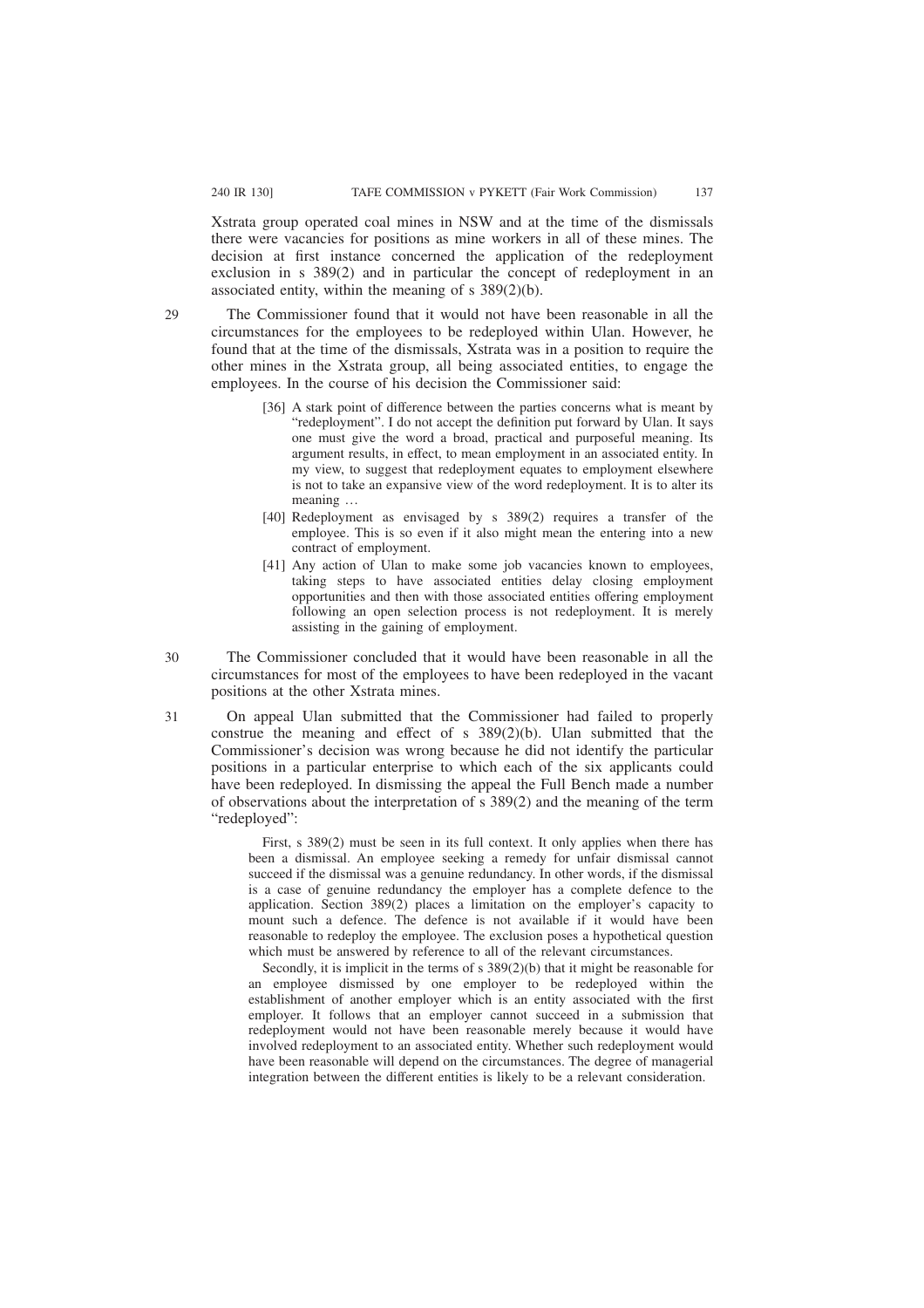Xstrata group operated coal mines in NSW and at the time of the dismissals there were vacancies for positions as mine workers in all of these mines. The decision at first instance concerned the application of the redeployment exclusion in s 389(2) and in particular the concept of redeployment in an associated entity, within the meaning of s 389(2)(b).

29 The Commissioner found that it would not have been reasonable in all the circumstances for the employees to be redeployed within Ulan. However, he found that at the time of the dismissals, Xstrata was in a position to require the other mines in the Xstrata group, all being associated entities, to engage the employees. In the course of his decision the Commissioner said:

> [36] A stark point of difference between the parties concerns what is meant by "redeployment". I do not accept the definition put forward by Ulan. It says one must give the word a broad, practical and purposeful meaning. Its argument results, in effect, to mean employment in an associated entity. In my view, to suggest that redeployment equates to employment elsewhere is not to take an expansive view of the word redeployment. It is to alter its meaning …
>
> [40] Redeployment as envisaged by s 389(2) requires a transfer of the employee. This is so even if it also might mean the entering into a new contract of employment.
>
> [41] Any action of Ulan to make some job vacancies known to employees, taking steps to have associated entities delay closing employment opportunities and then with those associated entities offering employment following an open selection process is not redeployment. It is merely assisting in the gaining of employment.

30 The Commissioner concluded that it would have been reasonable in all the circumstances for most of the employees to have been redeployed in the vacant positions at the other Xstrata mines.

31 On appeal Ulan submitted that the Commissioner had failed to properly construe the meaning and effect of s 389(2)(b). Ulan submitted that the Commissioner's decision was wrong because he did not identify the particular positions in a particular enterprise to which each of the six applicants could have been redeployed. In dismissing the appeal the Full Bench made a number of observations about the interpretation of s 389(2) and the meaning of the term "redeployed":

> First, s 389(2) must be seen in its full context. It only applies when there has been a dismissal. An employee seeking a remedy for unfair dismissal cannot succeed if the dismissal was a genuine redundancy. In other words, if the dismissal is a case of genuine redundancy the employer has a complete defence to the application. Section 389(2) places a limitation on the employer's capacity to mount such a defence. The defence is not available if it would have been reasonable to redeploy the employee. The exclusion poses a hypothetical question which must be answered by reference to all of the relevant circumstances.
>
> Secondly, it is implicit in the terms of s 389(2)(b) that it might be reasonable for an employee dismissed by one employer to be redeployed within the establishment of another employer which is an entity associated with the first employer. It follows that an employer cannot succeed in a submission that redeployment would not have been reasonable merely because it would have involved redeployment to an associated entity. Whether such redeployment would have been reasonable will depend on the circumstances. The degree of managerial integration between the different entities is likely to be a relevant consideration.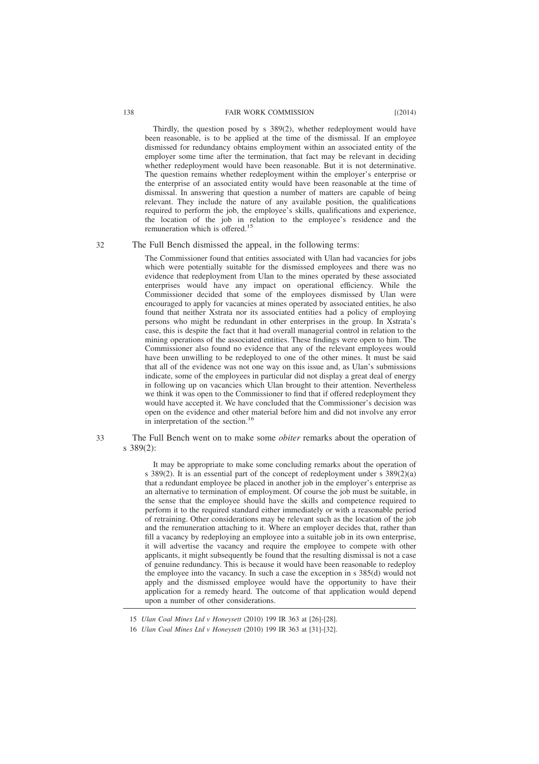Thirdly, the question posed by s 389(2), whether redeployment would have been reasonable, is to be applied at the time of the dismissal. If an employee dismissed for redundancy obtains employment within an associated entity of the employer some time after the termination, that fact may be relevant in deciding whether redeployment would have been reasonable. But it is not determinative. The question remains whether redeployment within the employer's enterprise or the enterprise of an associated entity would have been reasonable at the time of dismissal. In answering that question a number of matters are capable of being relevant. They include the nature of any available position, the qualifications required to perform the job, the employee's skills, qualifications and experience, the location of the job in relation to the employee's residence and the remuneration which is offered.[15]

32 The Full Bench dismissed the appeal, in the following terms:

> The Commissioner found that entities associated with Ulan had vacancies for jobs which were potentially suitable for the dismissed employees and there was no evidence that redeployment from Ulan to the mines operated by these associated enterprises would have any impact on operational efficiency. While the Commissioner decided that some of the employees dismissed by Ulan were encouraged to apply for vacancies at mines operated by associated entities, he also found that neither Xstrata nor its associated entities had a policy of employing persons who might be redundant in other enterprises in the group. In Xstrata's case, this is despite the fact that it had overall managerial control in relation to the mining operations of the associated entities. These findings were open to him. The Commissioner also found no evidence that any of the relevant employees would have been unwilling to be redeployed to one of the other mines. It must be said that all of the evidence was not one way on this issue and, as Ulan's submissions indicate, some of the employees in particular did not display a great deal of energy in following up on vacancies which Ulan brought to their attention. Nevertheless we think it was open to the Commissioner to find that if offered redeployment they would have accepted it. We have concluded that the Commissioner's decision was open on the evidence and other material before him and did not involve any error in interpretation of the section.[16]

33 The Full Bench went on to make some *obiter* remarks about the operation of s 389(2):

> It may be appropriate to make some concluding remarks about the operation of s 389(2). It is an essential part of the concept of redeployment under s 389(2)(a) that a redundant employee be placed in another job in the employer's enterprise as an alternative to termination of employment. Of course the job must be suitable, in the sense that the employee should have the skills and competence required to perform it to the required standard either immediately or with a reasonable period of retraining. Other considerations may be relevant such as the location of the job and the remuneration attaching to it. Where an employer decides that, rather than fill a vacancy by redeploying an employee into a suitable job in its own enterprise, it will advertise the vacancy and require the employee to compete with other applicants, it might subsequently be found that the resulting dismissal is not a case of genuine redundancy. This is because it would have been reasonable to redeploy the employee into the vacancy. In such a case the exception in s 385(d) would not apply and the dismissed employee would have the opportunity to have their application for a remedy heard. The outcome of that application would depend upon a number of other considerations.

---

15 *Ulan Coal Mines Ltd v Honeysett* (2010) 199 IR 363 at [26]-[28].

16 *Ulan Coal Mines Ltd v Honeysett* (2010) 199 IR 363 at [31]-[32].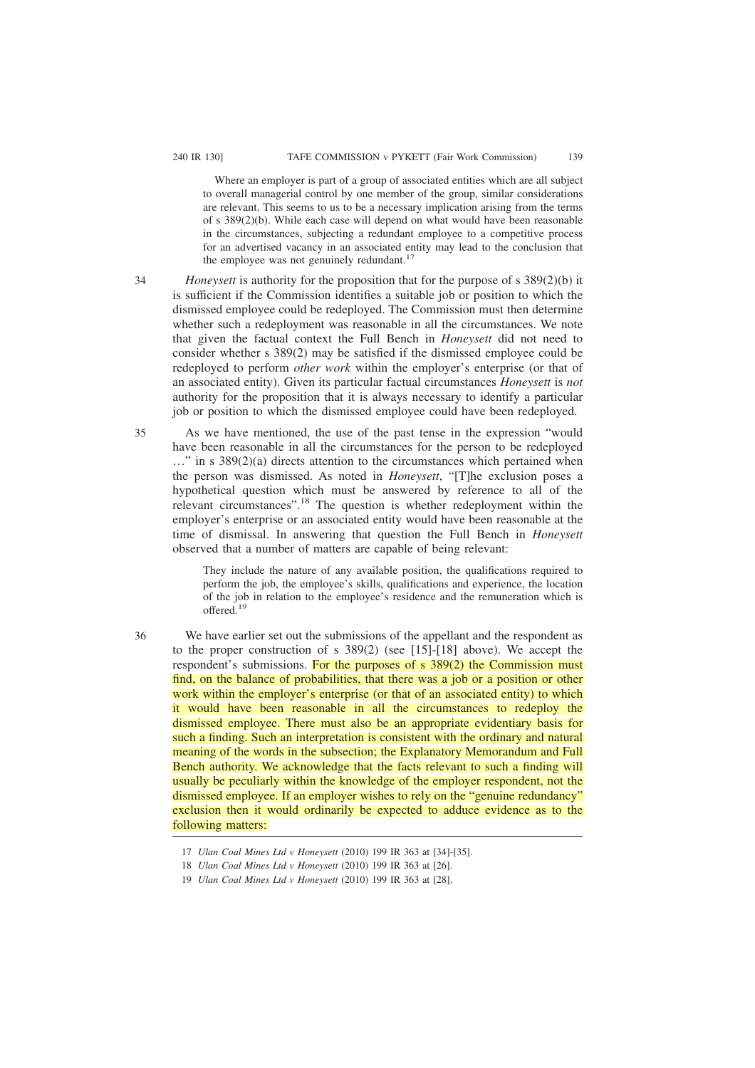> Where an employer is part of a group of associated entities which are all subject to overall managerial control by one member of the group, similar considerations are relevant. This seems to us to be a necessary implication arising from the terms of s 389(2)(b). While each case will depend on what would have been reasonable in the circumstances, subjecting a redundant employee to a competitive process for an advertised vacancy in an associated entity may lead to the conclusion that the employee was not genuinely redundant.[17]

34 *Honeysett* is authority for the proposition that for the purpose of s 389(2)(b) it is sufficient if the Commission identifies a suitable job or position to which the dismissed employee could be redeployed. The Commission must then determine whether such a redeployment was reasonable in all the circumstances. We note that given the factual context the Full Bench in *Honeysett* did not need to consider whether s 389(2) may be satisfied if the dismissed employee could be redeployed to perform *other work* within the employer's enterprise (or that of an associated entity). Given its particular factual circumstances *Honeysett* is *not* authority for the proposition that it is always necessary to identify a particular job or position to which the dismissed employee could have been redeployed.

35 As we have mentioned, the use of the past tense in the expression "would have been reasonable in all the circumstances for the person to be redeployed …" in s 389(2)(a) directs attention to the circumstances which pertained when the person was dismissed. As noted in *Honeysett*, "[T]he exclusion poses a hypothetical question which must be answered by reference to all of the relevant circumstances".[18] The question is whether redeployment within the employer's enterprise or an associated entity would have been reasonable at the time of dismissal. In answering that question the Full Bench in *Honeysett* observed that a number of matters are capable of being relevant:

> They include the nature of any available position, the qualifications required to perform the job, the employee's skills, qualifications and experience, the location of the job in relation to the employee's residence and the remuneration which is offered.[19]

36 We have earlier set out the submissions of the appellant and the respondent as to the proper construction of s 389(2) (see [15]-[18] above). We accept the respondent's submissions. For the purposes of s 389(2) the Commission must find, on the balance of probabilities, that there was a job or a position or other work within the employer's enterprise (or that of an associated entity) to which it would have been reasonable in all the circumstances to redeploy the dismissed employee. There must also be an appropriate evidentiary basis for such a finding. Such an interpretation is consistent with the ordinary and natural meaning of the words in the subsection; the Explanatory Memorandum and Full Bench authority. We acknowledge that the facts relevant to such a finding will usually be peculiarly within the knowledge of the employer respondent, not the dismissed employee. If an employer wishes to rely on the "genuine redundancy" exclusion then it would ordinarily be expected to adduce evidence as to the following matters:

---

17 *Ulan Coal Mines Ltd v Honeysett* (2010) 199 IR 363 at [34]-[35].

18 *Ulan Coal Mines Ltd v Honeysett* (2010) 199 IR 363 at [26].

19 *Ulan Coal Mines Ltd v Honeysett* (2010) 199 IR 363 at [28].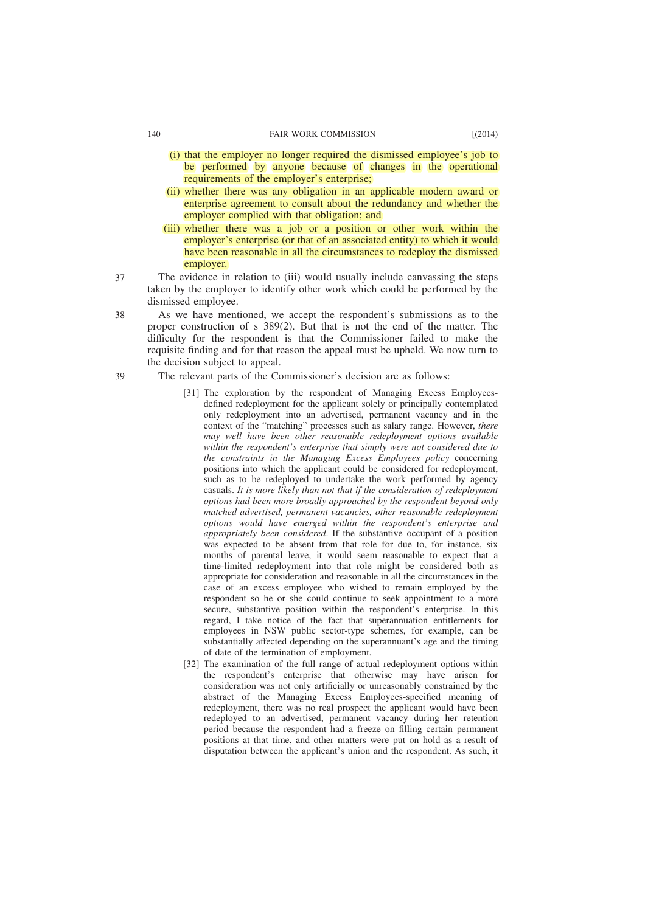(i) that the employer no longer required the dismissed employee's job to be performed by anyone because of changes in the operational requirements of the employer's enterprise;

(ii) whether there was any obligation in an applicable modern award or enterprise agreement to consult about the redundancy and whether the employer complied with that obligation; and

(iii) whether there was a job or a position or other work within the employer's enterprise (or that of an associated entity) to which it would have been reasonable in all the circumstances to redeploy the dismissed employer.

37 The evidence in relation to (iii) would usually include canvassing the steps taken by the employer to identify other work which could be performed by the dismissed employee.

38 As we have mentioned, we accept the respondent's submissions as to the proper construction of s 389(2). But that is not the end of the matter. The difficulty for the respondent is that the Commissioner failed to make the requisite finding and for that reason the appeal must be upheld. We now turn to the decision subject to appeal.

39 The relevant parts of the Commissioner's decision are as follows:

> [31] The exploration by the respondent of Managing Excess Employees-defined redeployment for the applicant solely or principally contemplated only redeployment into an advertised, permanent vacancy and in the context of the "matching" processes such as salary range. However, *there may well have been other reasonable redeployment options available within the respondent's enterprise that simply were not considered due to the constraints in the Managing Excess Employees policy* concerning positions into which the applicant could be considered for redeployment, such as to be redeployed to undertake the work performed by agency casuals. *It is more likely than not that if the consideration of redeployment options had been more broadly approached by the respondent beyond only matched advertised, permanent vacancies, other reasonable redeployment options would have emerged within the respondent's enterprise and appropriately been considered*. If the substantive occupant of a position was expected to be absent from that role for due to, for instance, six months of parental leave, it would seem reasonable to expect that a time-limited redeployment into that role might be considered both as appropriate for consideration and reasonable in all the circumstances in the case of an excess employee who wished to remain employed by the respondent so he or she could continue to seek appointment to a more secure, substantive position within the respondent's enterprise. In this regard, I take notice of the fact that superannuation entitlements for employees in NSW public sector-type schemes, for example, can be substantially affected depending on the superannuant's age and the timing of date of the termination of employment.
>
> [32] The examination of the full range of actual redeployment options within the respondent's enterprise that otherwise may have arisen for consideration was not only artificially or unreasonably constrained by the abstract of the Managing Excess Employees-specified meaning of redeployment, there was no real prospect the applicant would have been redeployed to an advertised, permanent vacancy during her retention period because the respondent had a freeze on filling certain permanent positions at that time, and other matters were put on hold as a result of disputation between the applicant's union and the respondent. As such, it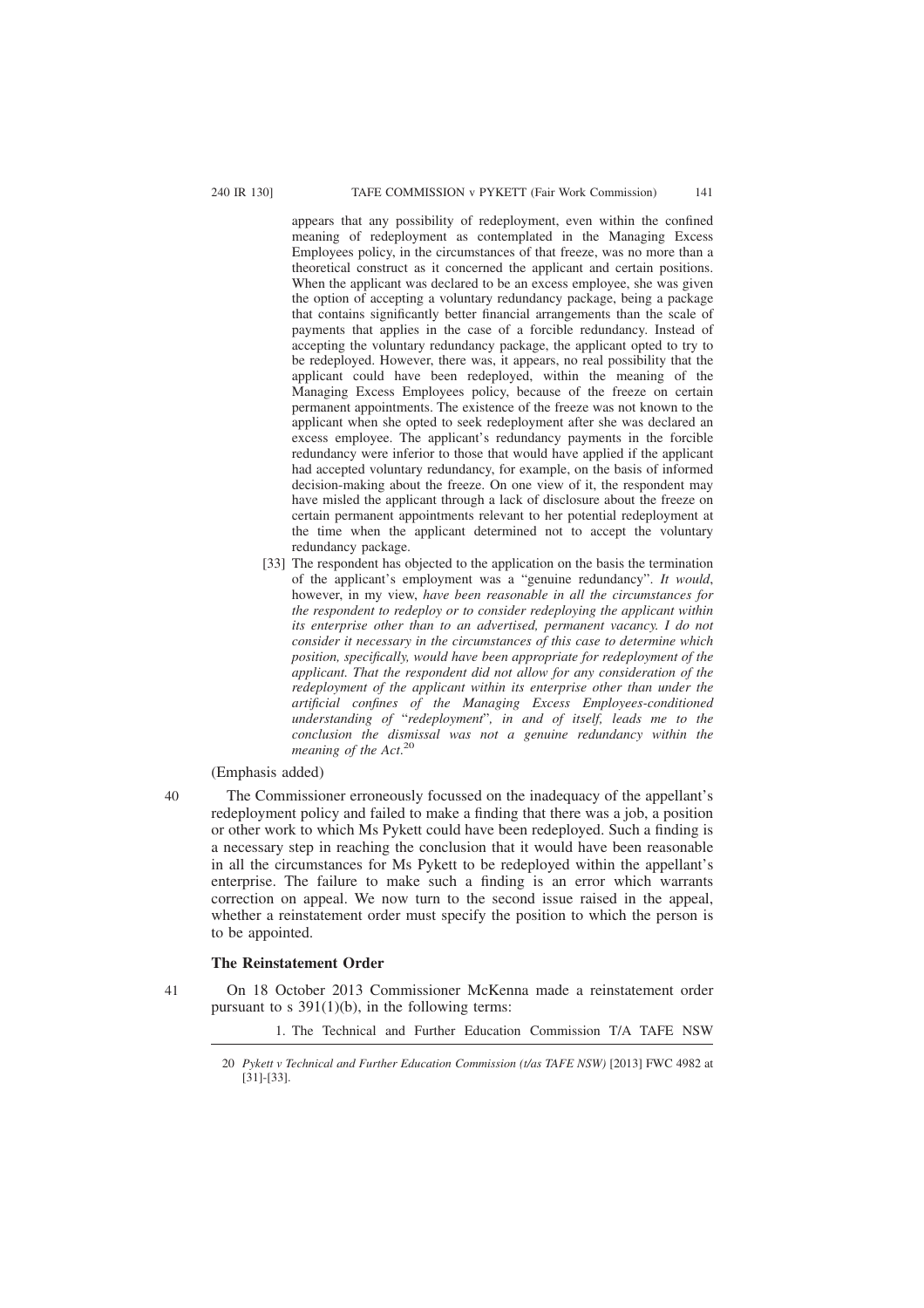appears that any possibility of redeployment, even within the confined meaning of redeployment as contemplated in the Managing Excess Employees policy, in the circumstances of that freeze, was no more than a theoretical construct as it concerned the applicant and certain positions. When the applicant was declared to be an excess employee, she was given the option of accepting a voluntary redundancy package, being a package that contains significantly better financial arrangements than the scale of payments that applies in the case of a forcible redundancy. Instead of accepting the voluntary redundancy package, the applicant opted to try to be redeployed. However, there was, it appears, no real possibility that the applicant could have been redeployed, within the meaning of the Managing Excess Employees policy, because of the freeze on certain permanent appointments. The existence of the freeze was not known to the applicant when she opted to seek redeployment after she was declared an excess employee. The applicant's redundancy payments in the forcible redundancy were inferior to those that would have applied if the applicant had accepted voluntary redundancy, for example, on the basis of informed decision-making about the freeze. On one view of it, the respondent may have misled the applicant through a lack of disclosure about the freeze on certain permanent appointments relevant to her potential redeployment at the time when the applicant determined not to accept the voluntary redundancy package.

[33] The respondent has objected to the application on the basis the termination of the applicant's employment was a "genuine redundancy". *It would*, however, in my view, *have been reasonable in all the circumstances for the respondent to redeploy or to consider redeploying the applicant within its enterprise other than to an advertised, permanent vacancy. I do not consider it necessary in the circumstances of this case to determine which position, specifically, would have been appropriate for redeployment of the applicant. That the respondent did not allow for any consideration of the redeployment of the applicant within its enterprise other than under the artificial confines of the Managing Excess Employees-conditioned understanding of "redeployment", in and of itself, leads me to the conclusion the dismissal was not a genuine redundancy within the meaning of the Act.*[20]

(Emphasis added)

40 The Commissioner erroneously focussed on the inadequacy of the appellant's redeployment policy and failed to make a finding that there was a job, a position or other work to which Ms Pykett could have been redeployed. Such a finding is a necessary step in reaching the conclusion that it would have been reasonable in all the circumstances for Ms Pykett to be redeployed within the appellant's enterprise. The failure to make such a finding is an error which warrants correction on appeal. We now turn to the second issue raised in the appeal, whether a reinstatement order must specify the position to which the person is to be appointed.

### The Reinstatement Order

41 On 18 October 2013 Commissioner McKenna made a reinstatement order pursuant to s 391(1)(b), in the following terms:

1. The Technical and Further Education Commission T/A TAFE NSW

---

20 *Pykett v Technical and Further Education Commission (t/as TAFE NSW)* [2013] FWC 4982 at [31]-[33].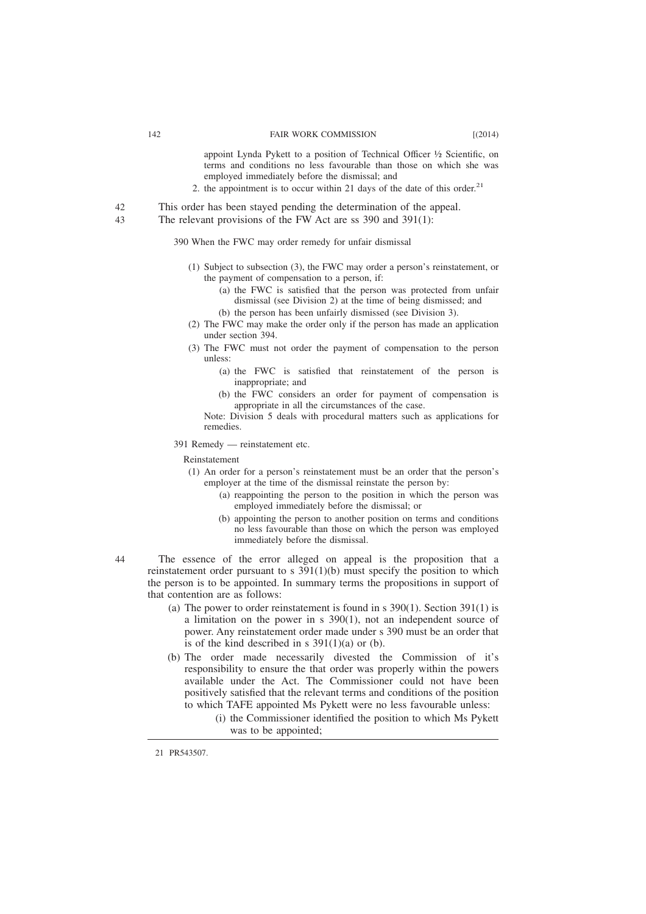appoint Lynda Pykett to a position of Technical Officer ½ Scientific, on terms and conditions no less favourable than those on which she was employed immediately before the dismissal; and

2. the appointment is to occur within 21 days of the date of this order.[21]

42 This order has been stayed pending the determination of the appeal.

43 The relevant provisions of the FW Act are ss 390 and 391(1):

> 390 When the FWC may order remedy for unfair dismissal
>
> (1) Subject to subsection (3), the FWC may order a person's reinstatement, or the payment of compensation to a person, if:
>
> (a) the FWC is satisfied that the person was protected from unfair dismissal (see Division 2) at the time of being dismissed; and
>
> (b) the person has been unfairly dismissed (see Division 3).
>
> (2) The FWC may make the order only if the person has made an application under section 394.
>
> (3) The FWC must not order the payment of compensation to the person unless:
>
> (a) the FWC is satisfied that reinstatement of the person is inappropriate; and
>
> (b) the FWC considers an order for payment of compensation is appropriate in all the circumstances of the case.
>
> Note: Division 5 deals with procedural matters such as applications for remedies.
>
> 391 Remedy — reinstatement etc.
>
> Reinstatement
>
> (1) An order for a person's reinstatement must be an order that the person's employer at the time of the dismissal reinstate the person by:
>
> (a) reappointing the person to the position in which the person was employed immediately before the dismissal; or
>
> (b) appointing the person to another position on terms and conditions no less favourable than those on which the person was employed immediately before the dismissal.

44 The essence of the error alleged on appeal is the proposition that a reinstatement order pursuant to s 391(1)(b) must specify the position to which the person is to be appointed. In summary terms the propositions in support of that contention are as follows:

(a) The power to order reinstatement is found in s 390(1). Section 391(1) is a limitation on the power in s 390(1), not an independent source of power. Any reinstatement order made under s 390 must be an order that is of the kind described in s 391(1)(a) or (b).

(b) The order made necessarily divested the Commission of it's responsibility to ensure the that order was properly within the powers available under the Act. The Commissioner could not have been positively satisfied that the relevant terms and conditions of the position to which TAFE appointed Ms Pykett were no less favourable unless:

(i) the Commissioner identified the position to which Ms Pykett was to be appointed;

---

21 PR543507.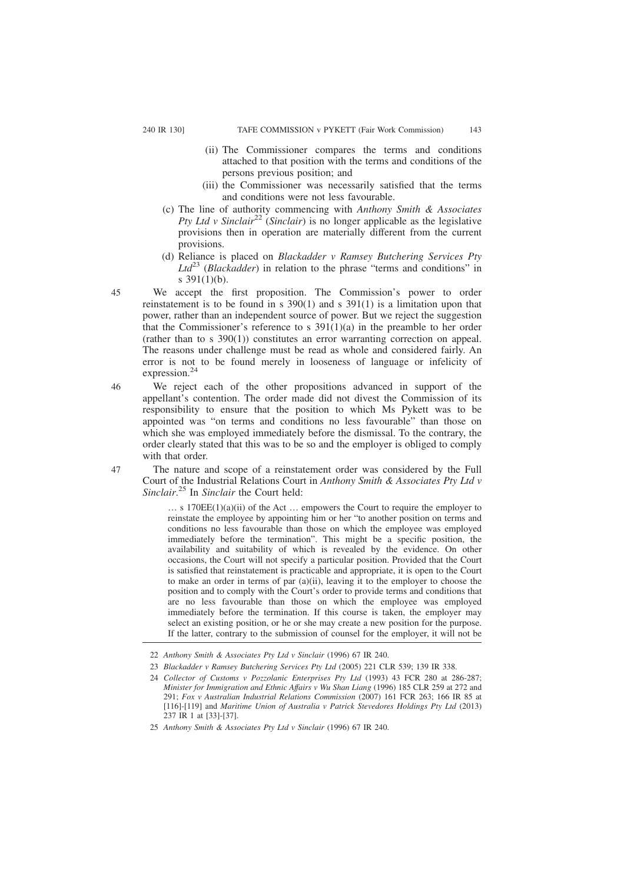(ii) The Commissioner compares the terms and conditions attached to that position with the terms and conditions of the persons previous position; and

(iii) the Commissioner was necessarily satisfied that the terms and conditions were not less favourable.

(c) The line of authority commencing with *Anthony Smith & Associates Pty Ltd v Sinclair*[22] (*Sinclair*) is no longer applicable as the legislative provisions then in operation are materially different from the current provisions.

(d) Reliance is placed on *Blackadder v Ramsey Butchering Services Pty Ltd*[23] (*Blackadder*) in relation to the phrase "terms and conditions" in s 391(1)(b).

45 We accept the first proposition. The Commission's power to order reinstatement is to be found in s 390(1) and s 391(1) is a limitation upon that power, rather than an independent source of power. But we reject the suggestion that the Commissioner's reference to s 391(1)(a) in the preamble to her order (rather than to s 390(1)) constitutes an error warranting correction on appeal. The reasons under challenge must be read as whole and considered fairly. An error is not to be found merely in looseness of language or infelicity of expression.[24]

46 We reject each of the other propositions advanced in support of the appellant's contention. The order made did not divest the Commission of its responsibility to ensure that the position to which Ms Pykett was to be appointed was "on terms and conditions no less favourable" than those on which she was employed immediately before the dismissal. To the contrary, the order clearly stated that this was to be so and the employer is obliged to comply with that order.

47 The nature and scope of a reinstatement order was considered by the Full Court of the Industrial Relations Court in *Anthony Smith & Associates Pty Ltd v Sinclair*.[25] In *Sinclair* the Court held:

> … s 170EE(1)(a)(ii) of the Act … empowers the Court to require the employer to reinstate the employee by appointing him or her "to another position on terms and conditions no less favourable than those on which the employee was employed immediately before the termination". This might be a specific position, the availability and suitability of which is revealed by the evidence. On other occasions, the Court will not specify a particular position. Provided that the Court is satisfied that reinstatement is practicable and appropriate, it is open to the Court to make an order in terms of par (a)(ii), leaving it to the employer to choose the position and to comply with the Court's order to provide terms and conditions that are no less favourable than those on which the employee was employed immediately before the termination. If this course is taken, the employer may select an existing position, or he or she may create a new position for the purpose. If the latter, contrary to the submission of counsel for the employer, it will not be

---

22 *Anthony Smith & Associates Pty Ltd v Sinclair* (1996) 67 IR 240.

23 *Blackadder v Ramsey Butchering Services Pty Ltd* (2005) 221 CLR 539; 139 IR 338.

24 *Collector of Customs v Pozzolanic Enterprises Pty Ltd* (1993) 43 FCR 280 at 286-287; *Minister for Immigration and Ethnic Affairs v Wu Shan Liang* (1996) 185 CLR 259 at 272 and 291; *Fox v Australian Industrial Relations Commission* (2007) 161 FCR 263; 166 IR 85 at [116]-[119] and *Maritime Union of Australia v Patrick Stevedores Holdings Pty Ltd* (2013) 237 IR 1 at [33]-[37].

25 *Anthony Smith & Associates Pty Ltd v Sinclair* (1996) 67 IR 240.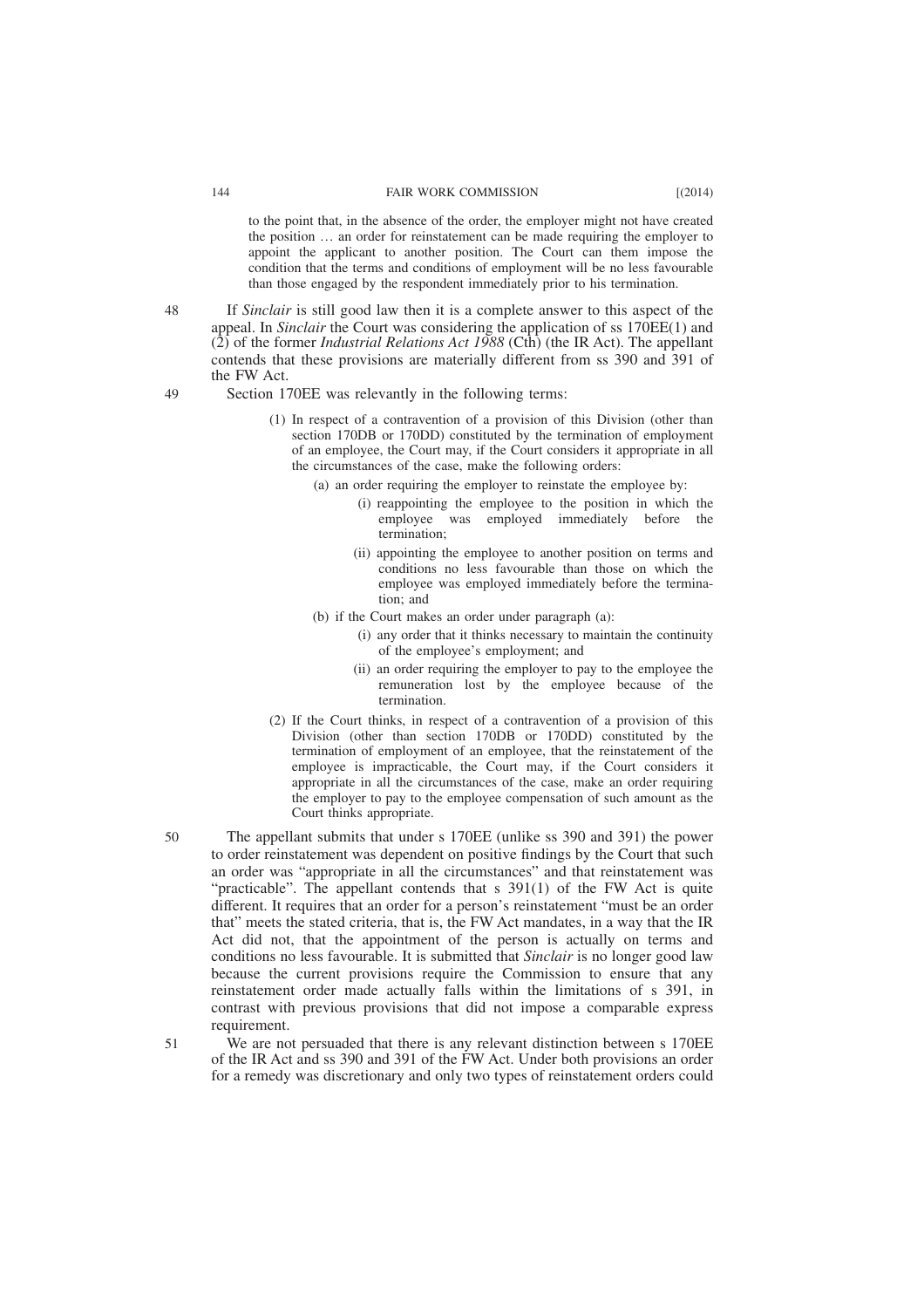> to the point that, in the absence of the order, the employer might not have created the position … an order for reinstatement can be made requiring the employer to appoint the applicant to another position. The Court can them impose the condition that the terms and conditions of employment will be no less favourable than those engaged by the respondent immediately prior to his termination.

48 If *Sinclair* is still good law then it is a complete answer to this aspect of the appeal. In *Sinclair* the Court was considering the application of ss 170EE(1) and (2) of the former *Industrial Relations Act 1988* (Cth) (the IR Act). The appellant contends that these provisions are materially different from ss 390 and 391 of the FW Act.

49 Section 170EE was relevantly in the following terms:

> (1) In respect of a contravention of a provision of this Division (other than section 170DB or 170DD) constituted by the termination of employment of an employee, the Court may, if the Court considers it appropriate in all the circumstances of the case, make the following orders:
>
> (a) an order requiring the employer to reinstate the employee by:
>
> (i) reappointing the employee to the position in which the employee was employed immediately before the termination;
>
> (ii) appointing the employee to another position on terms and conditions no less favourable than those on which the employee was employed immediately before the termination; and
>
> (b) if the Court makes an order under paragraph (a):
>
> (i) any order that it thinks necessary to maintain the continuity of the employee's employment; and
>
> (ii) an order requiring the employer to pay to the employee the remuneration lost by the employee because of the termination.
>
> (2) If the Court thinks, in respect of a contravention of a provision of this Division (other than section 170DB or 170DD) constituted by the termination of employment of an employee, that the reinstatement of the employee is impracticable, the Court may, if the Court considers it appropriate in all the circumstances of the case, make an order requiring the employer to pay to the employee compensation of such amount as the Court thinks appropriate.

50 The appellant submits that under s 170EE (unlike ss 390 and 391) the power to order reinstatement was dependent on positive findings by the Court that such an order was "appropriate in all the circumstances" and that reinstatement was "practicable". The appellant contends that s 391(1) of the FW Act is quite different. It requires that an order for a person's reinstatement "must be an order that" meets the stated criteria, that is, the FW Act mandates, in a way that the IR Act did not, that the appointment of the person is actually on terms and conditions no less favourable. It is submitted that *Sinclair* is no longer good law because the current provisions require the Commission to ensure that any reinstatement order made actually falls within the limitations of s 391, in contrast with previous provisions that did not impose a comparable express requirement.

51 We are not persuaded that there is any relevant distinction between s 170EE of the IR Act and ss 390 and 391 of the FW Act. Under both provisions an order for a remedy was discretionary and only two types of reinstatement orders could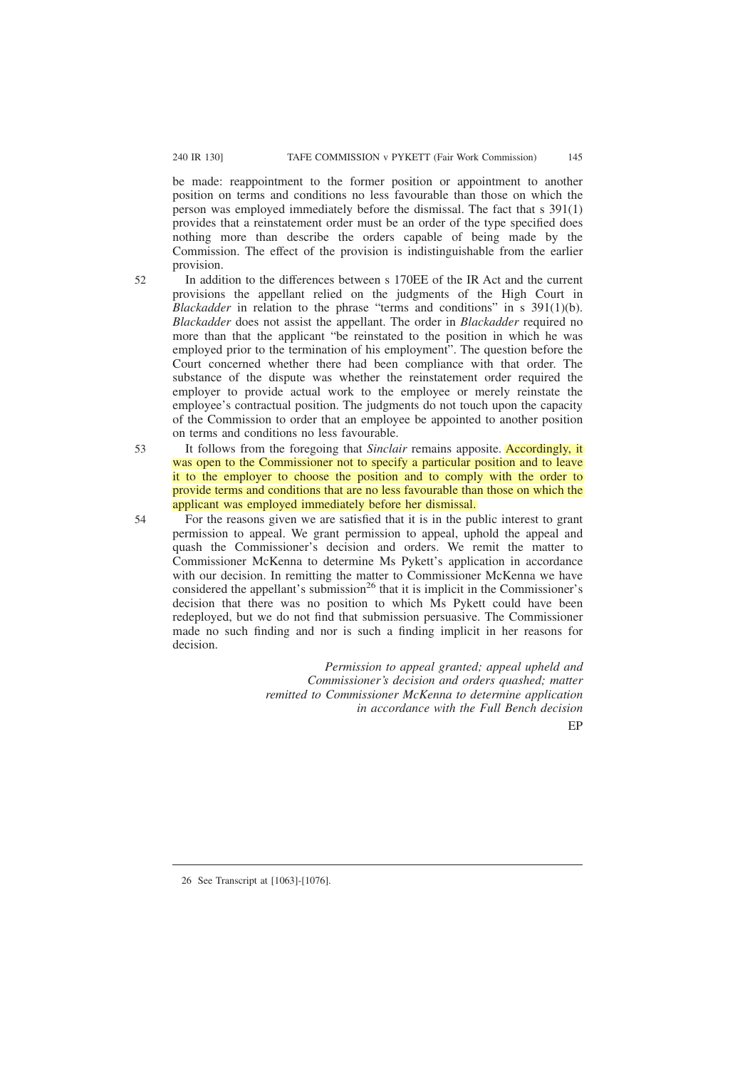be made: reappointment to the former position or appointment to another position on terms and conditions no less favourable than those on which the person was employed immediately before the dismissal. The fact that s 391(1) provides that a reinstatement order must be an order of the type specified does nothing more than describe the orders capable of being made by the Commission. The effect of the provision is indistinguishable from the earlier provision.

52 In addition to the differences between s 170EE of the IR Act and the current provisions the appellant relied on the judgments of the High Court in *Blackadder* in relation to the phrase "terms and conditions" in s 391(1)(b). *Blackadder* does not assist the appellant. The order in *Blackadder* required no more than that the applicant "be reinstated to the position in which he was employed prior to the termination of his employment". The question before the Court concerned whether there had been compliance with that order. The substance of the dispute was whether the reinstatement order required the employer to provide actual work to the employee or merely reinstate the employee's contractual position. The judgments do not touch upon the capacity of the Commission to order that an employee be appointed to another position on terms and conditions no less favourable.

53 It follows from the foregoing that *Sinclair* remains apposite. Accordingly, it was open to the Commissioner not to specify a particular position and to leave it to the employer to choose the position and to comply with the order to provide terms and conditions that are no less favourable than those on which the applicant was employed immediately before her dismissal.

54 For the reasons given we are satisfied that it is in the public interest to grant permission to appeal. We grant permission to appeal, uphold the appeal and quash the Commissioner's decision and orders. We remit the matter to Commissioner McKenna to determine Ms Pykett's application in accordance with our decision. In remitting the matter to Commissioner McKenna we have considered the appellant's submission[26] that it is implicit in the Commissioner's decision that there was no position to which Ms Pykett could have been redeployed, but we do not find that submission persuasive. The Commissioner made no such finding and nor is such a finding implicit in her reasons for decision.

*Permission to appeal granted; appeal upheld and Commissioner's decision and orders quashed; matter remitted to Commissioner McKenna to determine application in accordance with the Full Bench decision*

EP

26 See Transcript at [1063]-[1076].